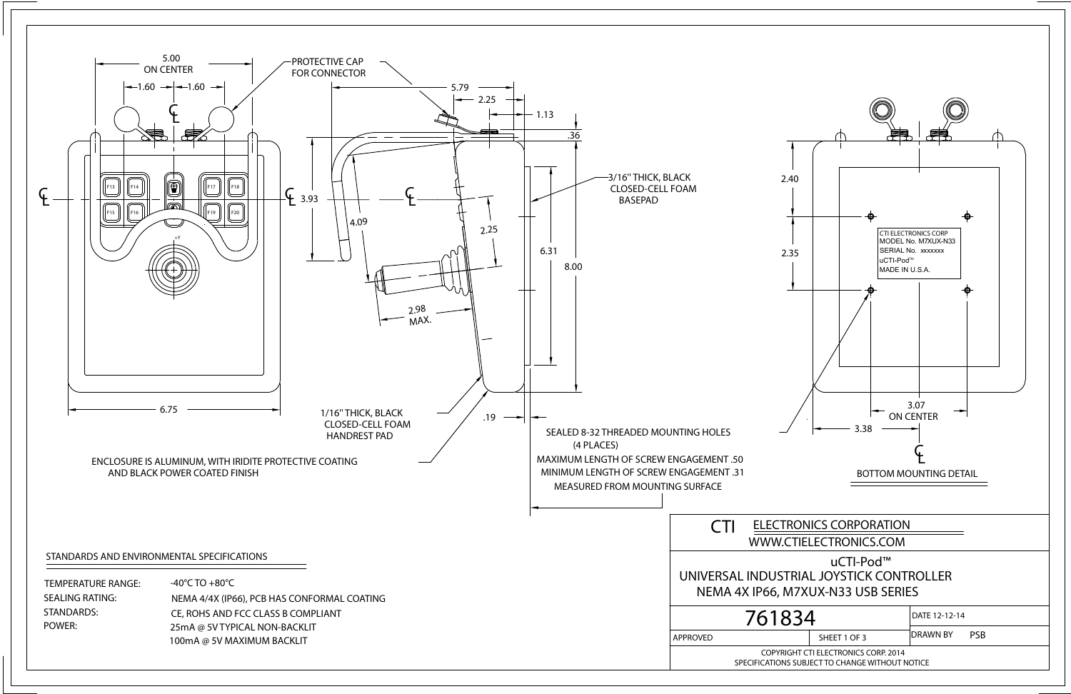PROTECTIVE CAP FOR CONNECTOR

5.00 ON CENTER

1.60 — 1.60

5.79

2.25

1.13

.36

3.93

4.09

2.25

6.31

8.00

2.98 MAX.

6.75

.19

2.40

2.35

3.07 ON CENTER

3.38

3/16" THICK, BLACK CLOSED-CELL FOAM BASEPAD

1/16" THICK, BLACK CLOSED-CELL FOAM HANDREST PAD

ENCLOSURE IS ALUMINUM, WITH IRIDITE PROTECTIVE COATING AND BLACK POWER COATED FINISH

SEALED 8-32 THREADED MOUNTING HOLES (4 PLACES)
MAXIMUM LENGTH OF SCREW ENGAGEMENT .50
MINIMUM LENGTH OF SCREW ENGAGEMENT .31
MEASURED FROM MOUNTING SURFACE

CTI ELECTRONICS CORP
MODEL No. M7XUX-N33
SERIAL No. xxxxxxx
uCTI-Pod™
MADE IN U.S.A.

BOTTOM MOUNTING DETAIL

## STANDARDS AND ENVIRONMENTAL SPECIFICATIONS

| | |
|---|---|
| TEMPERATURE RANGE: | -40°C TO +80°C |
| SEALING RATING: | NEMA 4/4X (IP66), PCB HAS CONFORMAL COATING |
| STANDARDS: | CE, ROHS AND FCC CLASS B COMPLIANT |
| POWER: | 25mA @ 5V TYPICAL NON-BACKLIT<br>100mA @ 5V MAXIMUM BACKLIT |

CTI ELECTRONICS CORPORATION
WWW.CTIELECTRONICS.COM

uCTI-Pod™
UNIVERSAL INDUSTRIAL JOYSTICK CONTROLLER
NEMA 4X IP66, M7XUX-N33 USB SERIES

| 761834 | | DATE 12-12-14 |
|---|---|---|
| APPROVED | SHEET 1 OF 3 | DRAWN BY PSB |

COPYRIGHT CTI ELECTRONICS CORP. 2014
SPECIFICATIONS SUBJECT TO CHANGE WITHOUT NOTICE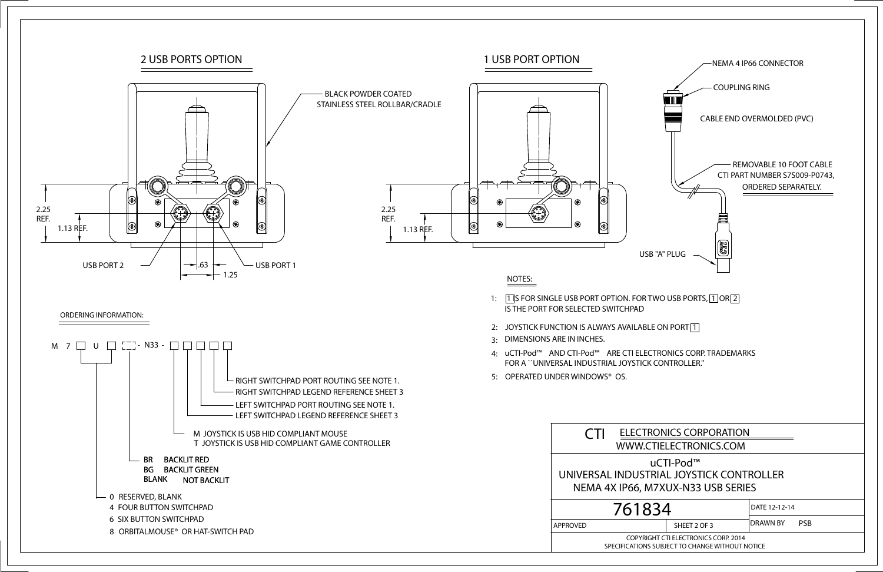## 2 USB PORTS OPTION

BLACK POWDER COATED STAINLESS STEEL ROLLBAR/CRADLE

2.25 REF.

1.13 REF.

USB PORT 2

.63

1.25

USB PORT 1

## 1 USB PORT OPTION

2.25 REF.

1.13 REF.

NEMA 4 IP66 CONNECTOR

COUPLING RING

CABLE END OVERMOLDED (PVC)

REMOVABLE 10 FOOT CABLE CTI PART NUMBER S7S009-P0743, ORDERED SEPARATELY.

USB "A" PLUG

### NOTES:

1: 1 IS FOR SINGLE USB PORT OPTION. FOR TWO USB PORTS, 1 OR 2 IS THE PORT FOR SELECTED SWITCHPAD

2: JOYSTICK FUNCTION IS ALWAYS AVAILABLE ON PORT 1

3: DIMENSIONS ARE IN INCHES.

4: uCTI-Pod™ AND CTI-Pod™ ARE CTI ELECTRONICS CORP. TRADEMARKS FOR A ``UNIVERSAL INDUSTRIAL JOYSTICK CONTROLLER.''

5: OPERATED UNDER WINDOWS® OS.

### ORDERING INFORMATION:

M 7 [ ] U [ ] [ ] - N33 - [ ] [ ] [ ] [ ] [ ]

- RIGHT SWITCHPAD PORT ROUTING SEE NOTE 1.
- RIGHT SWITCHPAD LEGEND REFERENCE SHEET 3
- LEFT SWITCHPAD PORT ROUTING SEE NOTE 1.
- LEFT SWITCHPAD LEGEND REFERENCE SHEET 3
- M JOYSTICK IS USB HID COMPLIANT MOUSE
  T JOYSTICK IS USB HID COMPLIANT GAME CONTROLLER
- BR BACKLIT RED
  BG BACKLIT GREEN
  BLANK NOT BACKLIT
- 0 RESERVED, BLANK
  4 FOUR BUTTON SWITCHPAD
  6 SIX BUTTON SWITCHPAD
  8 ORBITALMOUSE® OR HAT-SWITCH PAD

| CTI ELECTRONICS CORPORATION WWW.CTIELECTRONICS.COM | | |
|---|---|---|
| uCTI-Pod™ UNIVERSAL INDUSTRIAL JOYSTICK CONTROLLER NEMA 4X IP66, M7XUX-N33 USB SERIES | | |
| 761834 | | DATE 12-12-14 |
| APPROVED | SHEET 2 OF 3 | DRAWN BY PSB |
| COPYRIGHT CTI ELECTRONICS CORP. 2014 SPECIFICATIONS SUBJECT TO CHANGE WITHOUT NOTICE | | |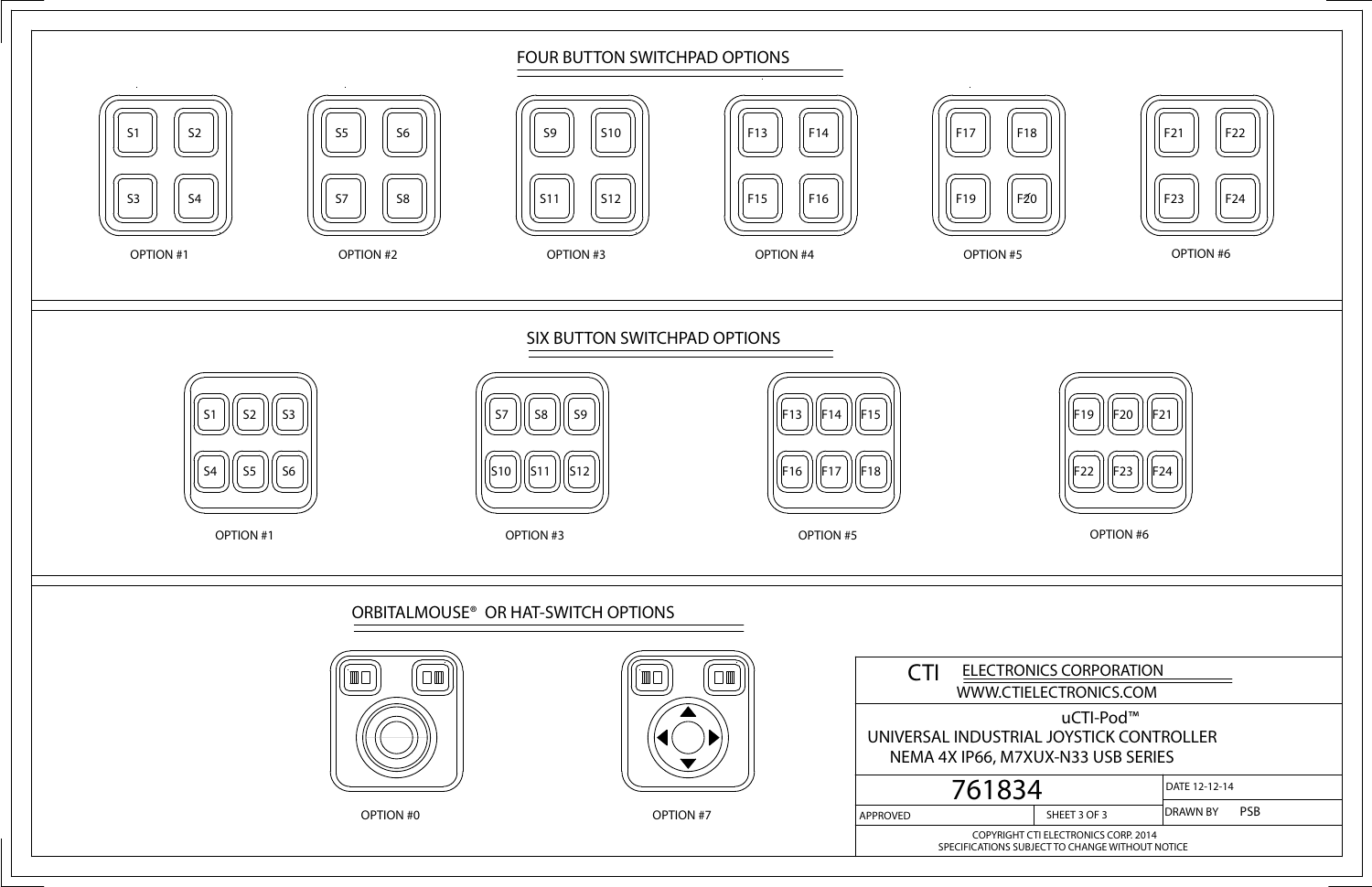## FOUR BUTTON SWITCHPAD OPTIONS

S1 S2
S3 S4
OPTION #1

S5 S6
S7 S8
OPTION #2

S9 S10
S11 S12
OPTION #3

F13 F14
F15 F16
OPTION #4

F17 F18
F19 F20
OPTION #5

F21 F22
F23 F24
OPTION #6

## SIX BUTTON SWITCHPAD OPTIONS

S1 S2 S3
S4 S5 S6
OPTION #1

S7 S8 S9
S10 S11 S12
OPTION #3

F13 F14 F15
F16 F17 F18
OPTION #5

F19 F20 F21
F22 F23 F24
OPTION #6

## ORBITALMOUSE® OR HAT-SWITCH OPTIONS

OPTION #0

OPTION #7

| | |
|---|---|
| CTI ELECTRONICS CORPORATION<br>WWW.CTIELECTRONICS.COM | |
| uCTI-Pod™<br>UNIVERSAL INDUSTRIAL JOYSTICK CONTROLLER<br>NEMA 4X IP66, M7XUX-N33 USB SERIES | |
| 761834 | DATE 12-12-14 |
| APPROVED / SHEET 3 OF 3 | DRAWN BY PSB |
| COPYRIGHT CTI ELECTRONICS CORP. 2014<br>SPECIFICATIONS SUBJECT TO CHANGE WITHOUT NOTICE | |